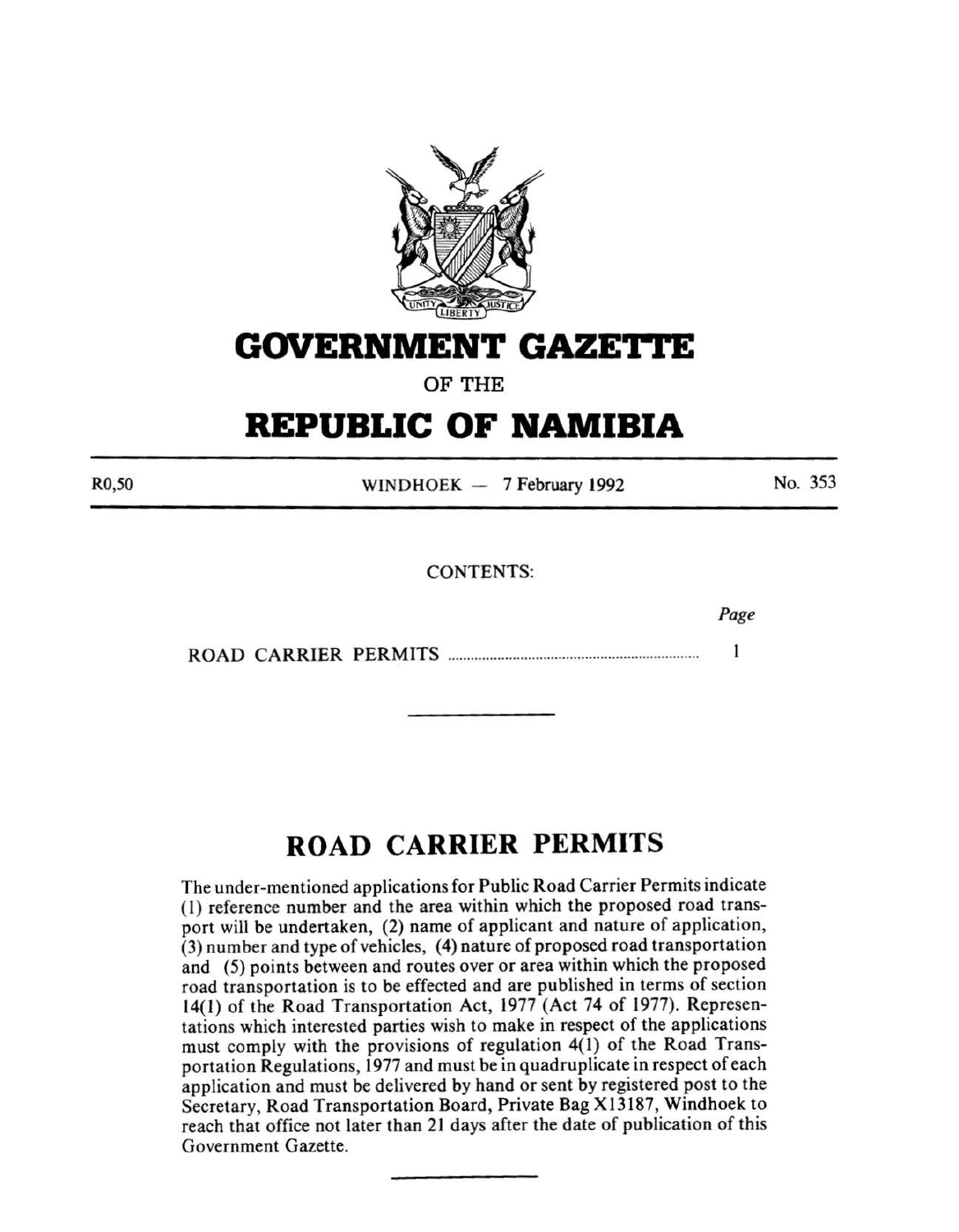# GOVERNMENT GAZETTE

OF THE

# REPUBLIC OF NAMIBIA

R0,50 WINDHOEK — 7 February 1992 No. 353

CONTENTS:

| | Page |
|---|---|
| ROAD CARRIER PERMITS | 1 |

---

## ROAD CARRIER PERMITS

The under-mentioned applications for Public Road Carrier Permits indicate (1) reference number and the area within which the proposed road transport will be undertaken, (2) name of applicant and nature of application, (3) number and type of vehicles, (4) nature of proposed road transportation and (5) points between and routes over or area within which the proposed road transportation is to be effected and are published in terms of section 14(1) of the Road Transportation Act, 1977 (Act 74 of 1977). Representations which interested parties wish to make in respect of the applications must comply with the provisions of regulation 4(1) of the Road Transportation Regulations, 1977 and must be in quadruplicate in respect of each application and must be delivered by hand or sent by registered post to the Secretary, Road Transportation Board, Private Bag X13187, Windhoek to reach that office not later than 21 days after the date of publication of this Government Gazette.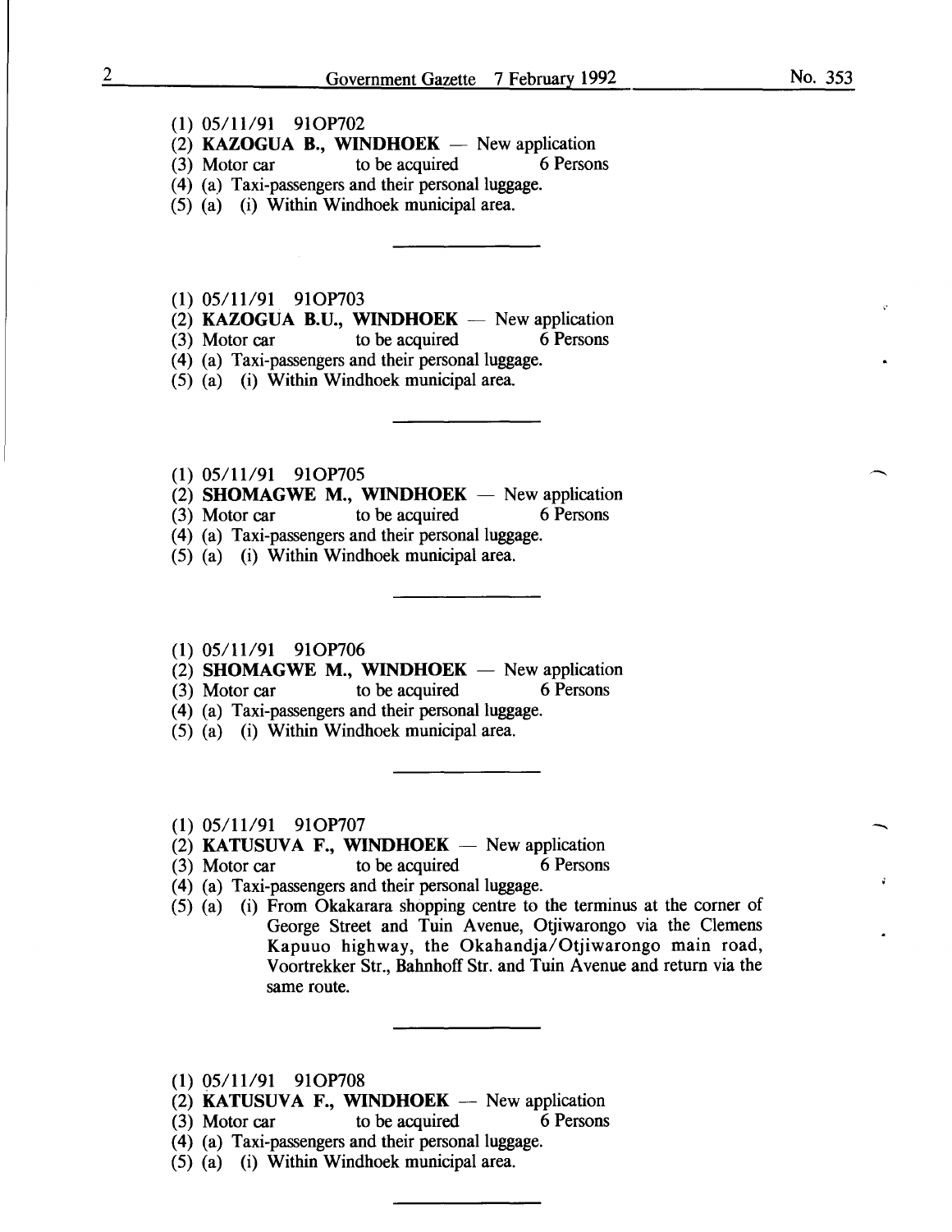(1) 05/11/91 91OP702
(2) **KAZOGUA B., WINDHOEK** — New application
(3) Motor car to be acquired 6 Persons
(4) (a) Taxi-passengers and their personal luggage.
(5) (a) (i) Within Windhoek municipal area.

---

(1) 05/11/91 91OP703
(2) **KAZOGUA B.U., WINDHOEK** — New application
(3) Motor car to be acquired 6 Persons
(4) (a) Taxi-passengers and their personal luggage.
(5) (a) (i) Within Windhoek municipal area.

---

(1) 05/11/91 91OP705
(2) **SHOMAGWE M., WINDHOEK** — New application
(3) Motor car to be acquired 6 Persons
(4) (a) Taxi-passengers and their personal luggage.
(5) (a) (i) Within Windhoek municipal area.

---

(1) 05/11/91 91OP706
(2) **SHOMAGWE M., WINDHOEK** — New application
(3) Motor car to be acquired 6 Persons
(4) (a) Taxi-passengers and their personal luggage.
(5) (a) (i) Within Windhoek municipal area.

---

(1) 05/11/91 91OP707
(2) **KATUSUVA F., WINDHOEK** — New application
(3) Motor car to be acquired 6 Persons
(4) (a) Taxi-passengers and their personal luggage.
(5) (a) (i) From Okakarara shopping centre to the terminus at the corner of George Street and Tuin Avenue, Otjiwarongo via the Clemens Kapuuo highway, the Okahandja/Otjiwarongo main road, Voortrekker Str., Bahnhoff Str. and Tuin Avenue and return via the same route.

---

(1) 05/11/91 91OP708
(2) **KATUSUVA F., WINDHOEK** — New application
(3) Motor car to be acquired 6 Persons
(4) (a) Taxi-passengers and their personal luggage.
(5) (a) (i) Within Windhoek municipal area.

---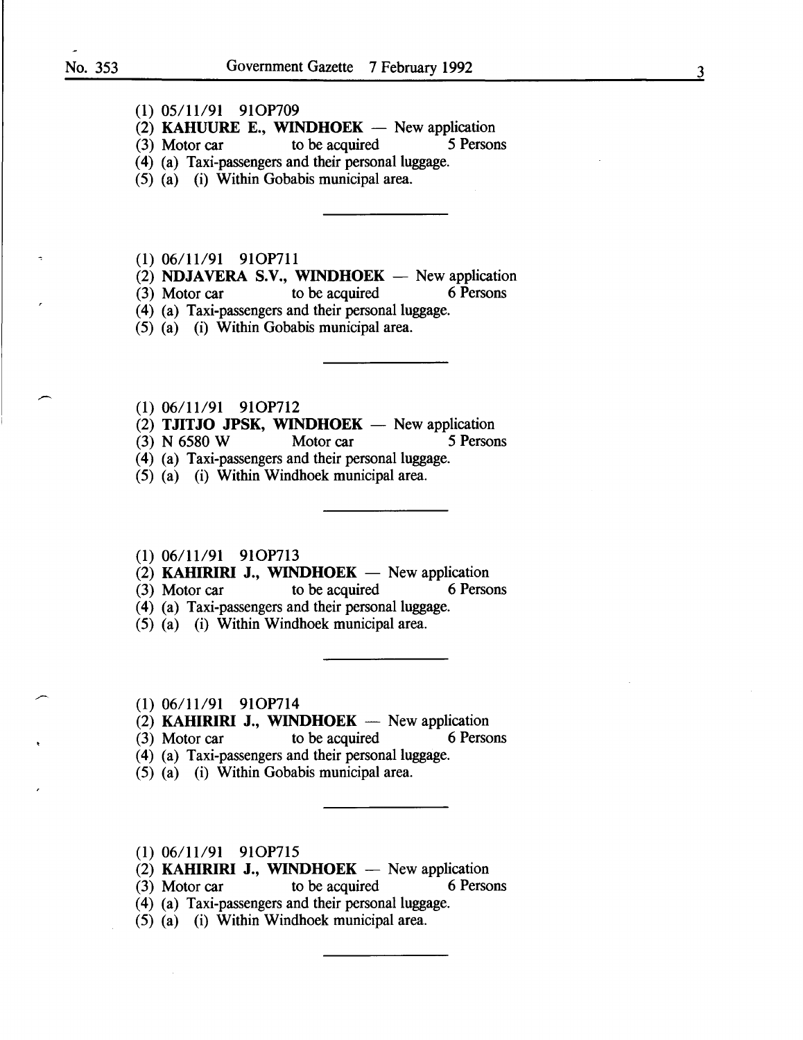(1) 05/11/91 91OP709
(2) **KAHUURE E., WINDHOEK** — New application
(3) Motor car to be acquired 5 Persons
(4) (a) Taxi-passengers and their personal luggage.
(5) (a) (i) Within Gobabis municipal area.

---

(1) 06/11/91 91OP711
(2) **NDJAVERA S.V., WINDHOEK** — New application
(3) Motor car to be acquired 6 Persons
(4) (a) Taxi-passengers and their personal luggage.
(5) (a) (i) Within Gobabis municipal area.

---

(1) 06/11/91 91OP712
(2) **TJITJO JPSK, WINDHOEK** — New application
(3) N 6580 W Motor car 5 Persons
(4) (a) Taxi-passengers and their personal luggage.
(5) (a) (i) Within Windhoek municipal area.

---

(1) 06/11/91 91OP713
(2) **KAHIRIRI J., WINDHOEK** — New application
(3) Motor car to be acquired 6 Persons
(4) (a) Taxi-passengers and their personal luggage.
(5) (a) (i) Within Windhoek municipal area.

---

(1) 06/11/91 91OP714
(2) **KAHIRIRI J., WINDHOEK** — New application
(3) Motor car to be acquired 6 Persons
(4) (a) Taxi-passengers and their personal luggage.
(5) (a) (i) Within Gobabis municipal area.

---

(1) 06/11/91 91OP715
(2) **KAHIRIRI J., WINDHOEK** — New application
(3) Motor car to be acquired 6 Persons
(4) (a) Taxi-passengers and their personal luggage.
(5) (a) (i) Within Windhoek municipal area.

---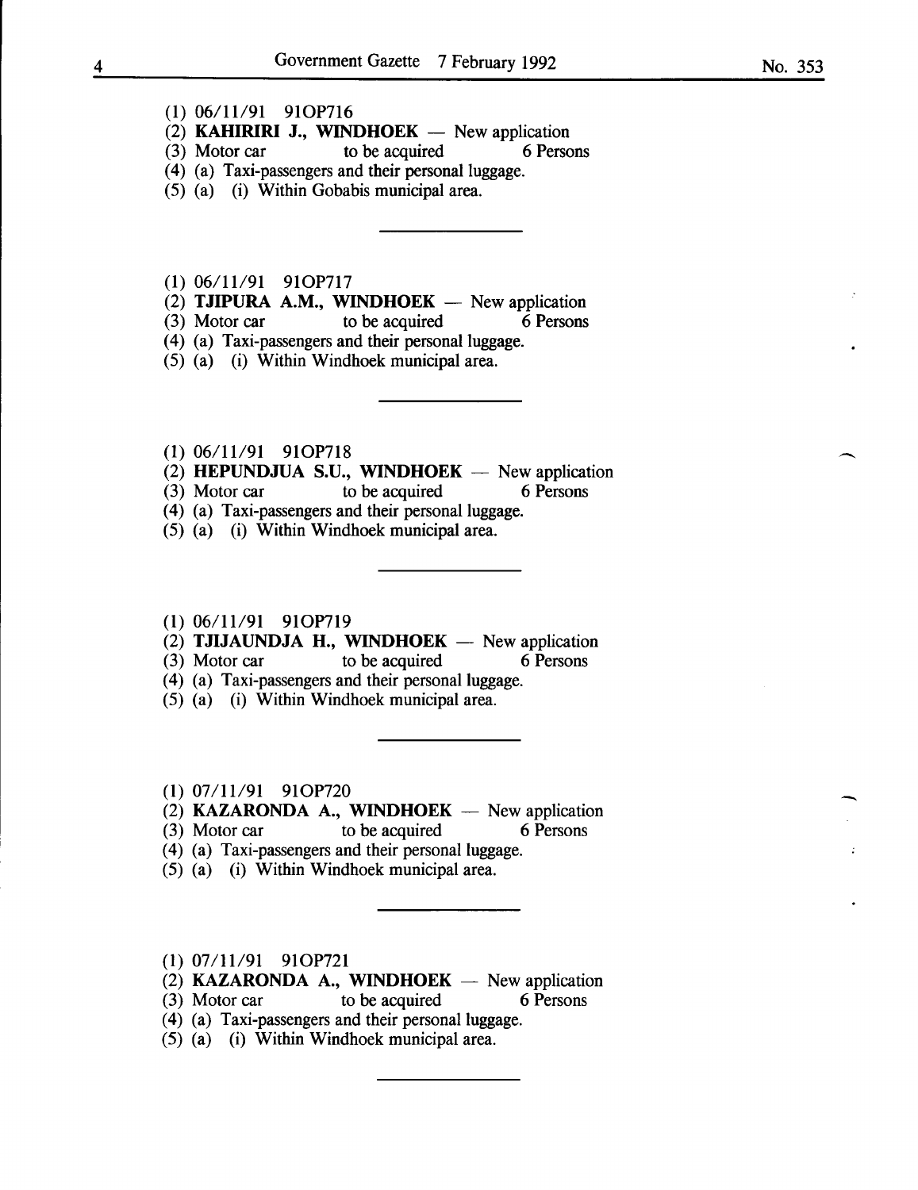(1) 06/11/91 91OP716

(2) **KAHIRIRI J., WINDHOEK** — New application

(3) Motor car to be acquired 6 Persons

(4) (a) Taxi-passengers and their personal luggage.

(5) (a) (i) Within Gobabis municipal area.

---

(1) 06/11/91 91OP717

(2) **TJIPURA A.M., WINDHOEK** — New application

(3) Motor car to be acquired 6 Persons

(4) (a) Taxi-passengers and their personal luggage.

(5) (a) (i) Within Windhoek municipal area.

---

(1) 06/11/91 91OP718

(2) **HEPUNDJUA S.U., WINDHOEK** — New application

(3) Motor car to be acquired 6 Persons

(4) (a) Taxi-passengers and their personal luggage.

(5) (a) (i) Within Windhoek municipal area.

---

(1) 06/11/91 91OP719

(2) **TJIJAUNDJA H., WINDHOEK** — New application

(3) Motor car to be acquired 6 Persons

(4) (a) Taxi-passengers and their personal luggage.

(5) (a) (i) Within Windhoek municipal area.

---

(1) 07/11/91 91OP720

(2) **KAZARONDA A., WINDHOEK** — New application

(3) Motor car to be acquired 6 Persons

(4) (a) Taxi-passengers and their personal luggage.

(5) (a) (i) Within Windhoek municipal area.

---

(1) 07/11/91 91OP721

(2) **KAZARONDA A., WINDHOEK** — New application

(3) Motor car to be acquired 6 Persons

(4) (a) Taxi-passengers and their personal luggage.

(5) (a) (i) Within Windhoek municipal area.

---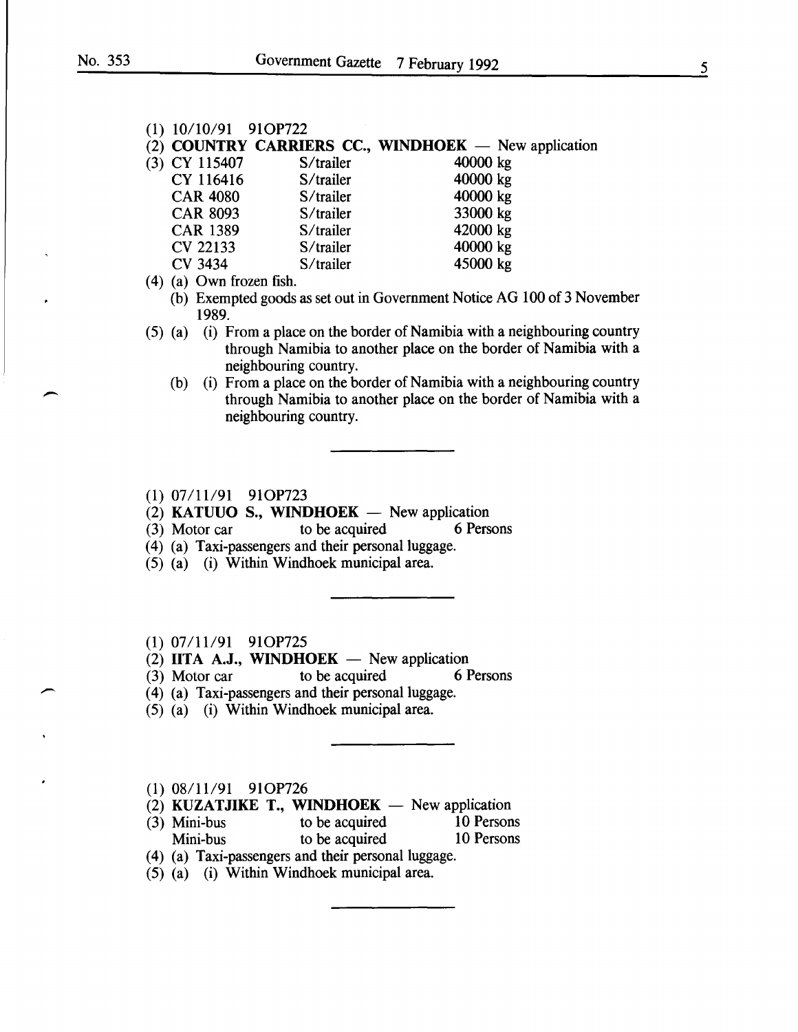(1) 10/10/91 91OP722

(2) **COUNTRY CARRIERS CC., WINDHOEK** — New application

(3)

| | | |
|---|---|---|
| CY 115407 | S/trailer | 40000 kg |
| CY 116416 | S/trailer | 40000 kg |
| CAR 4080 | S/trailer | 40000 kg |
| CAR 8093 | S/trailer | 33000 kg |
| CAR 1389 | S/trailer | 42000 kg |
| CV 22133 | S/trailer | 40000 kg |
| CV 3434 | S/trailer | 45000 kg |

(4) (a) Own frozen fish.

(b) Exempted goods as set out in Government Notice AG 100 of 3 November 1989.

(5) (a) (i) From a place on the border of Namibia with a neighbouring country through Namibia to another place on the border of Namibia with a neighbouring country.

(b) (i) From a place on the border of Namibia with a neighbouring country through Namibia to another place on the border of Namibia with a neighbouring country.

---

(1) 07/11/91 91OP723

(2) **KATUUO S., WINDHOEK** — New application

(3) Motor car to be acquired 6 Persons

(4) (a) Taxi-passengers and their personal luggage.

(5) (a) (i) Within Windhoek municipal area.

---

(1) 07/11/91 91OP725

(2) **IITA A.J., WINDHOEK** — New application

(3) Motor car to be acquired 6 Persons

(4) (a) Taxi-passengers and their personal luggage.

(5) (a) (i) Within Windhoek municipal area.

---

(1) 08/11/91 91OP726

(2) **KUZATJIKE T., WINDHOEK** — New application

(3)

| | | |
|---|---|---|
| Mini-bus | to be acquired | 10 Persons |
| Mini-bus | to be acquired | 10 Persons |

(4) (a) Taxi-passengers and their personal luggage.

(5) (a) (i) Within Windhoek municipal area.

---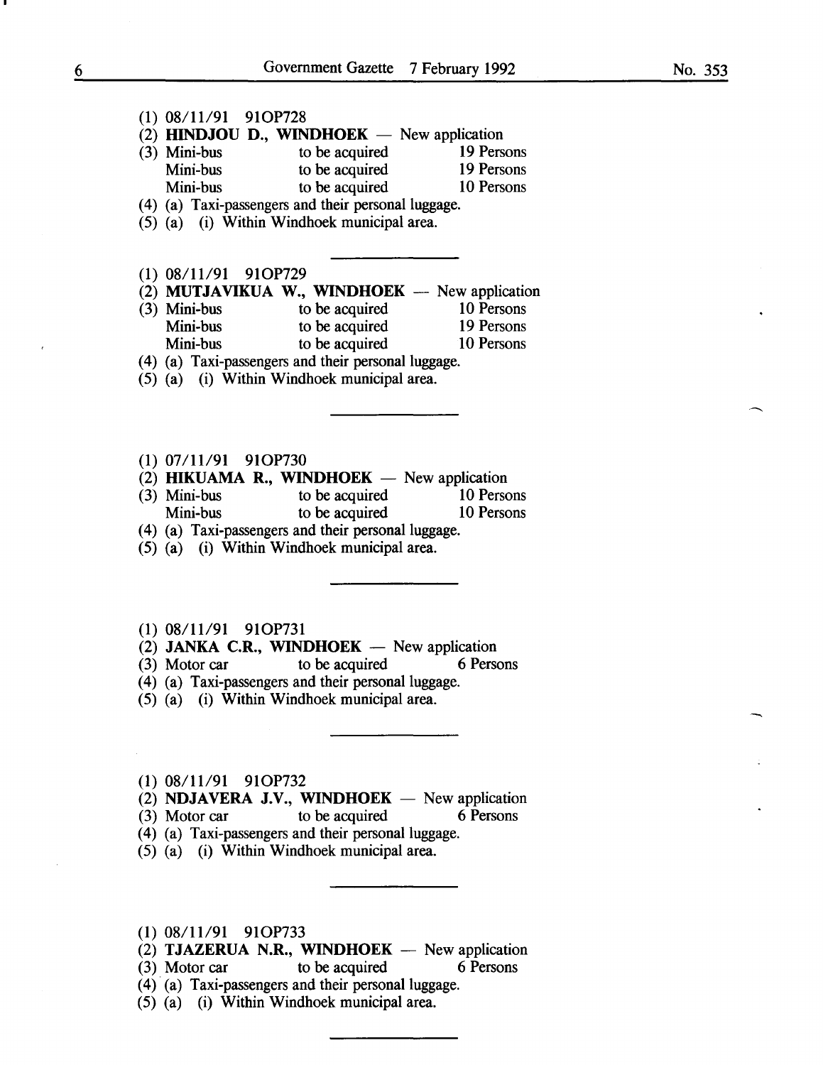(1) 08/11/91 91OP728

(2) **HINDJOU D., WINDHOEK** — New application

(3) Mini-bus to be acquired 19 Persons
Mini-bus to be acquired 19 Persons
Mini-bus to be acquired 10 Persons

(4) (a) Taxi-passengers and their personal luggage.

(5) (a) (i) Within Windhoek municipal area.

---

(1) 08/11/91 91OP729

(2) **MUTJAVIKUA W., WINDHOEK** — New application

(3) Mini-bus to be acquired 10 Persons
Mini-bus to be acquired 19 Persons
Mini-bus to be acquired 10 Persons

(4) (a) Taxi-passengers and their personal luggage.

(5) (a) (i) Within Windhoek municipal area.

---

(1) 07/11/91 91OP730

(2) **HIKUAMA R., WINDHOEK** — New application

(3) Mini-bus to be acquired 10 Persons
Mini-bus to be acquired 10 Persons

(4) (a) Taxi-passengers and their personal luggage.

(5) (a) (i) Within Windhoek municipal area.

---

(1) 08/11/91 91OP731

(2) **JANKA C.R., WINDHOEK** — New application

(3) Motor car to be acquired 6 Persons

(4) (a) Taxi-passengers and their personal luggage.

(5) (a) (i) Within Windhoek municipal area.

---

(1) 08/11/91 91OP732

(2) **NDJAVERA J.V., WINDHOEK** — New application

(3) Motor car to be acquired 6 Persons

(4) (a) Taxi-passengers and their personal luggage.

(5) (a) (i) Within Windhoek municipal area.

---

(1) 08/11/91 91OP733

(2) **TJAZERUA N.R., WINDHOEK** — New application

(3) Motor car to be acquired 6 Persons

(4) (a) Taxi-passengers and their personal luggage.

(5) (a) (i) Within Windhoek municipal area.

---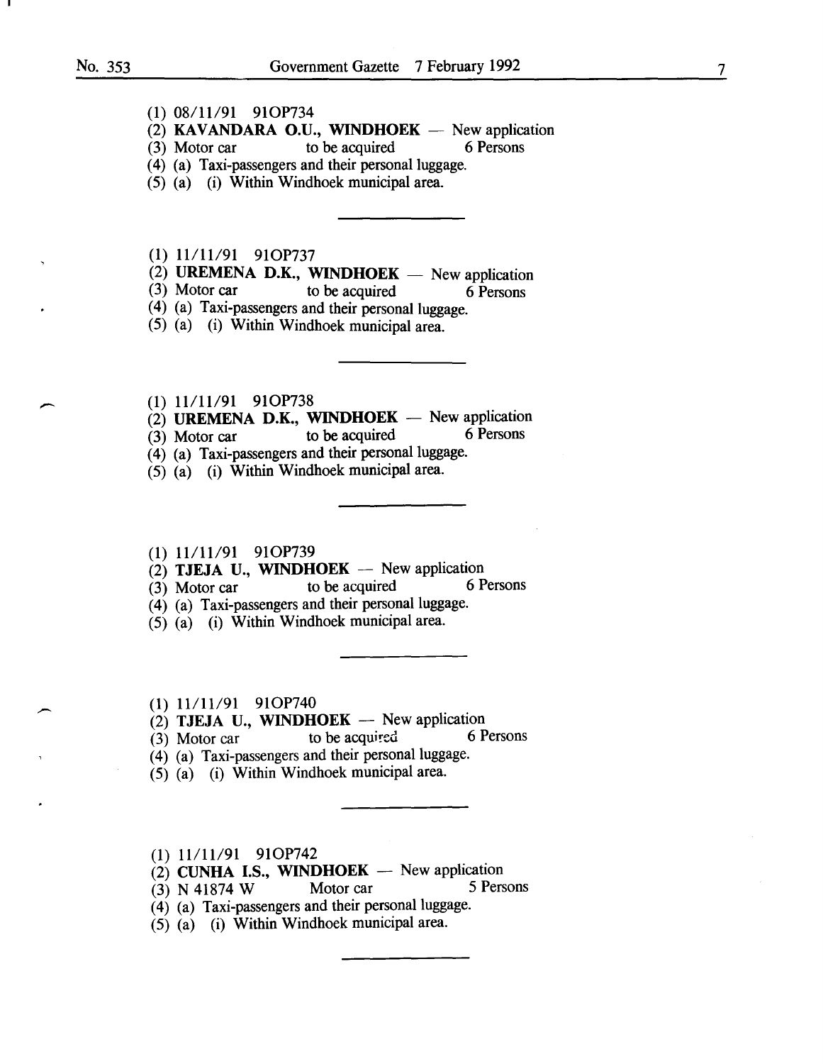(1) 08/11/91 91OP734

(2) **KAVANDARA O.U., WINDHOEK** — New application

(3) Motor car to be acquired 6 Persons

(4) (a) Taxi-passengers and their personal luggage.

(5) (a) (i) Within Windhoek municipal area.

---

(1) 11/11/91 91OP737

(2) **UREMENA D.K., WINDHOEK** — New application

(3) Motor car to be acquired 6 Persons

(4) (a) Taxi-passengers and their personal luggage.

(5) (a) (i) Within Windhoek municipal area.

---

(1) 11/11/91 91OP738

(2) **UREMENA D.K., WINDHOEK** — New application

(3) Motor car to be acquired 6 Persons

(4) (a) Taxi-passengers and their personal luggage.

(5) (a) (i) Within Windhoek municipal area.

---

(1) 11/11/91 91OP739

(2) **TJEJA U., WINDHOEK** — New application

(3) Motor car to be acquired 6 Persons

(4) (a) Taxi-passengers and their personal luggage.

(5) (a) (i) Within Windhoek municipal area.

---

(1) 11/11/91 91OP740

(2) **TJEJA U., WINDHOEK** — New application

(3) Motor car to be acquired 6 Persons

(4) (a) Taxi-passengers and their personal luggage.

(5) (a) (i) Within Windhoek municipal area.

---

(1) 11/11/91 91OP742

(2) **CUNHA I.S., WINDHOEK** — New application

(3) N 41874 W Motor car 5 Persons

(4) (a) Taxi-passengers and their personal luggage.

(5) (a) (i) Within Windhoek municipal area.

---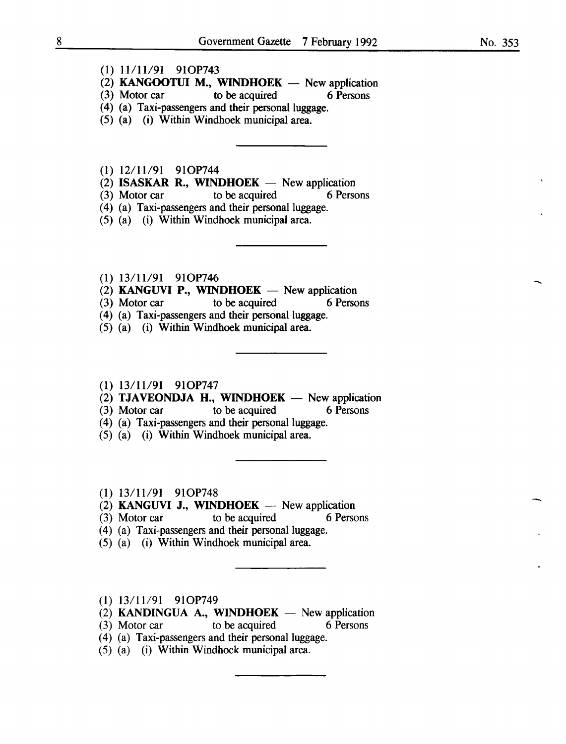(1) 11/11/91 91OP743
(2) **KANGOOTUI M., WINDHOEK** — New application
(3) Motor car to be acquired 6 Persons
(4) (a) Taxi-passengers and their personal luggage.
(5) (a) (i) Within Windhoek municipal area.

---

(1) 12/11/91 91OP744
(2) **ISASKAR R., WINDHOEK** — New application
(3) Motor car to be acquired 6 Persons
(4) (a) Taxi-passengers and their personal luggage.
(5) (a) (i) Within Windhoek municipal area.

---

(1) 13/11/91 91OP746
(2) **KANGUVI P., WINDHOEK** — New application
(3) Motor car to be acquired 6 Persons
(4) (a) Taxi-passengers and their personal luggage.
(5) (a) (i) Within Windhoek municipal area.

---

(1) 13/11/91 91OP747
(2) **TJAVEONDJA H., WINDHOEK** — New application
(3) Motor car to be acquired 6 Persons
(4) (a) Taxi-passengers and their personal luggage.
(5) (a) (i) Within Windhoek municipal area.

---

(1) 13/11/91 91OP748
(2) **KANGUVI J., WINDHOEK** — New application
(3) Motor car to be acquired 6 Persons
(4) (a) Taxi-passengers and their personal luggage.
(5) (a) (i) Within Windhoek municipal area.

---

(1) 13/11/91 91OP749
(2) **KANDINGUA A., WINDHOEK** — New application
(3) Motor car to be acquired 6 Persons
(4) (a) Taxi-passengers and their personal luggage.
(5) (a) (i) Within Windhoek municipal area.

---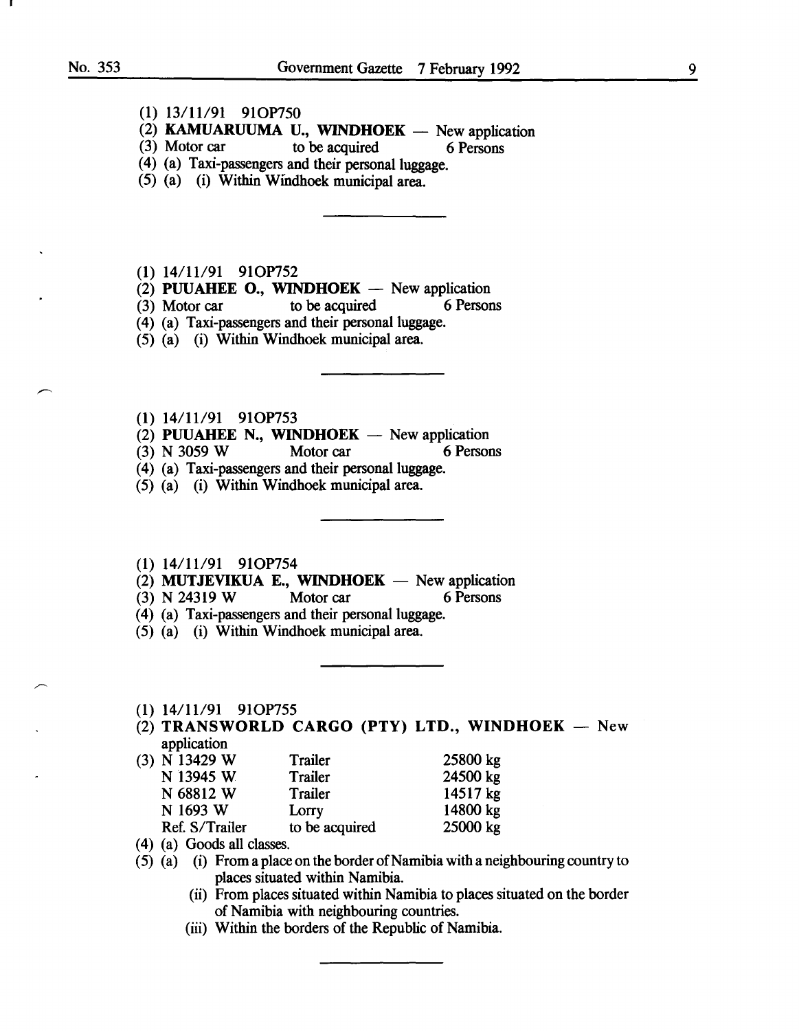(1) 13/11/91 91OP750
(2) **KAMUARUUMA U., WINDHOEK** — New application
(3) Motor car to be acquired 6 Persons
(4) (a) Taxi-passengers and their personal luggage.
(5) (a) (i) Within Windhoek municipal area.

---

(1) 14/11/91 91OP752
(2) **PUUAHEE O., WINDHOEK** — New application
(3) Motor car to be acquired 6 Persons
(4) (a) Taxi-passengers and their personal luggage.
(5) (a) (i) Within Windhoek municipal area.

---

(1) 14/11/91 91OP753
(2) **PUUAHEE N., WINDHOEK** — New application
(3) N 3059 W Motor car 6 Persons
(4) (a) Taxi-passengers and their personal luggage.
(5) (a) (i) Within Windhoek municipal area.

---

(1) 14/11/91 91OP754
(2) **MUTJEVIKUA E., WINDHOEK** — New application
(3) N 24319 W Motor car 6 Persons
(4) (a) Taxi-passengers and their personal luggage.
(5) (a) (i) Within Windhoek municipal area.

---

(1) 14/11/91 91OP755
(2) **TRANSWORLD CARGO (PTY) LTD., WINDHOEK** — New application
(3)

| | | |
|---|---|---|
| N 13429 W | Trailer | 25800 kg |
| N 13945 W | Trailer | 24500 kg |
| N 68812 W | Trailer | 14517 kg |
| N 1693 W | Lorry | 14800 kg |
| Ref. S/Trailer | to be acquired | 25000 kg |

(4) (a) Goods all classes.
(5) (a) (i) From a place on the border of Namibia with a neighbouring country to places situated within Namibia.
(ii) From places situated within Namibia to places situated on the border of Namibia with neighbouring countries.
(iii) Within the borders of the Republic of Namibia.

---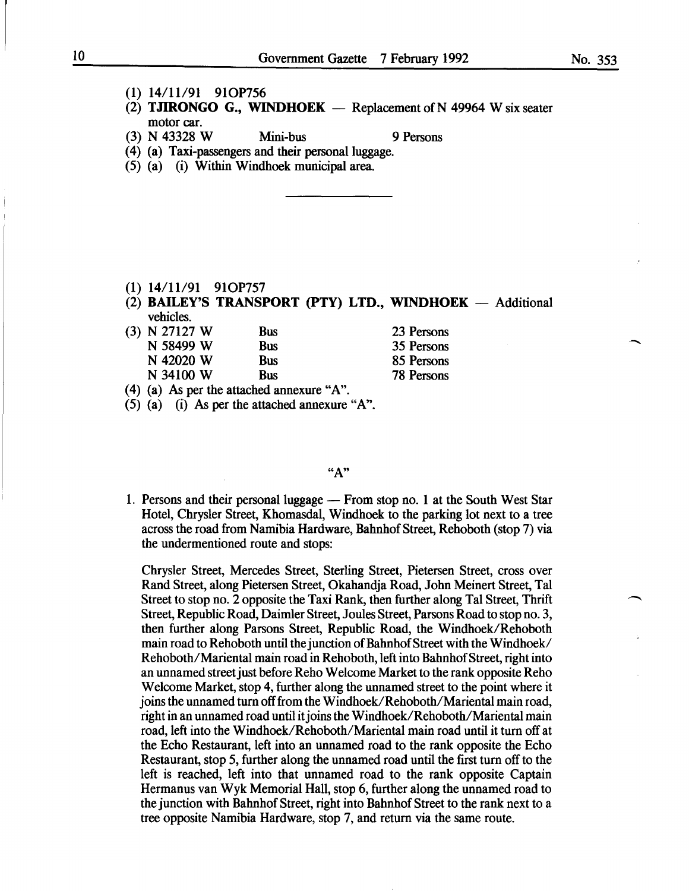(1) 14/11/91 91OP756

(2) **TJIRONGO G., WINDHOEK** — Replacement of N 49964 W six seater motor car.

(3) N 43328 W Mini-bus 9 Persons

(4) (a) Taxi-passengers and their personal luggage.

(5) (a) (i) Within Windhoek municipal area.

---

(1) 14/11/91 91OP757

(2) **BAILEY'S TRANSPORT (PTY) LTD., WINDHOEK** — Additional vehicles.

(3)

| | | |
|---|---|---|
| N 27127 W | Bus | 23 Persons |
| N 58499 W | Bus | 35 Persons |
| N 42020 W | Bus | 85 Persons |
| N 34100 W | Bus | 78 Persons |

(4) (a) As per the attached annexure "A".

(5) (a) (i) As per the attached annexure "A".

"A"

1. Persons and their personal luggage — From stop no. 1 at the South West Star Hotel, Chrysler Street, Khomasdal, Windhoek to the parking lot next to a tree across the road from Namibia Hardware, Bahnhof Street, Rehoboth (stop 7) via the undermentioned route and stops:

Chrysler Street, Mercedes Street, Sterling Street, Pietersen Street, cross over Rand Street, along Pietersen Street, Okahandja Road, John Meinert Street, Tal Street to stop no. 2 opposite the Taxi Rank, then further along Tal Street, Thrift Street, Republic Road, Daimler Street, Joules Street, Parsons Road to stop no. 3, then further along Parsons Street, Republic Road, the Windhoek/Rehoboth main road to Rehoboth until the junction of Bahnhof Street with the Windhoek/Rehoboth/Mariental main road in Rehoboth, left into Bahnhof Street, right into an unnamed street just before Reho Welcome Market to the rank opposite Reho Welcome Market, stop 4, further along the unnamed street to the point where it joins the unnamed turn off from the Windhoek/Rehoboth/Mariental main road, right in an unnamed road until it joins the Windhoek/Rehoboth/Mariental main road, left into the Windhoek/Rehoboth/Mariental main road until it turn off at the Echo Restaurant, left into an unnamed road to the rank opposite the Echo Restaurant, stop 5, further along the unnamed road until the first turn off to the left is reached, left into that unnamed road to the rank opposite Captain Hermanus van Wyk Memorial Hall, stop 6, further along the unnamed road to the junction with Bahnhof Street, right into Bahnhof Street to the rank next to a tree opposite Namibia Hardware, stop 7, and return via the same route.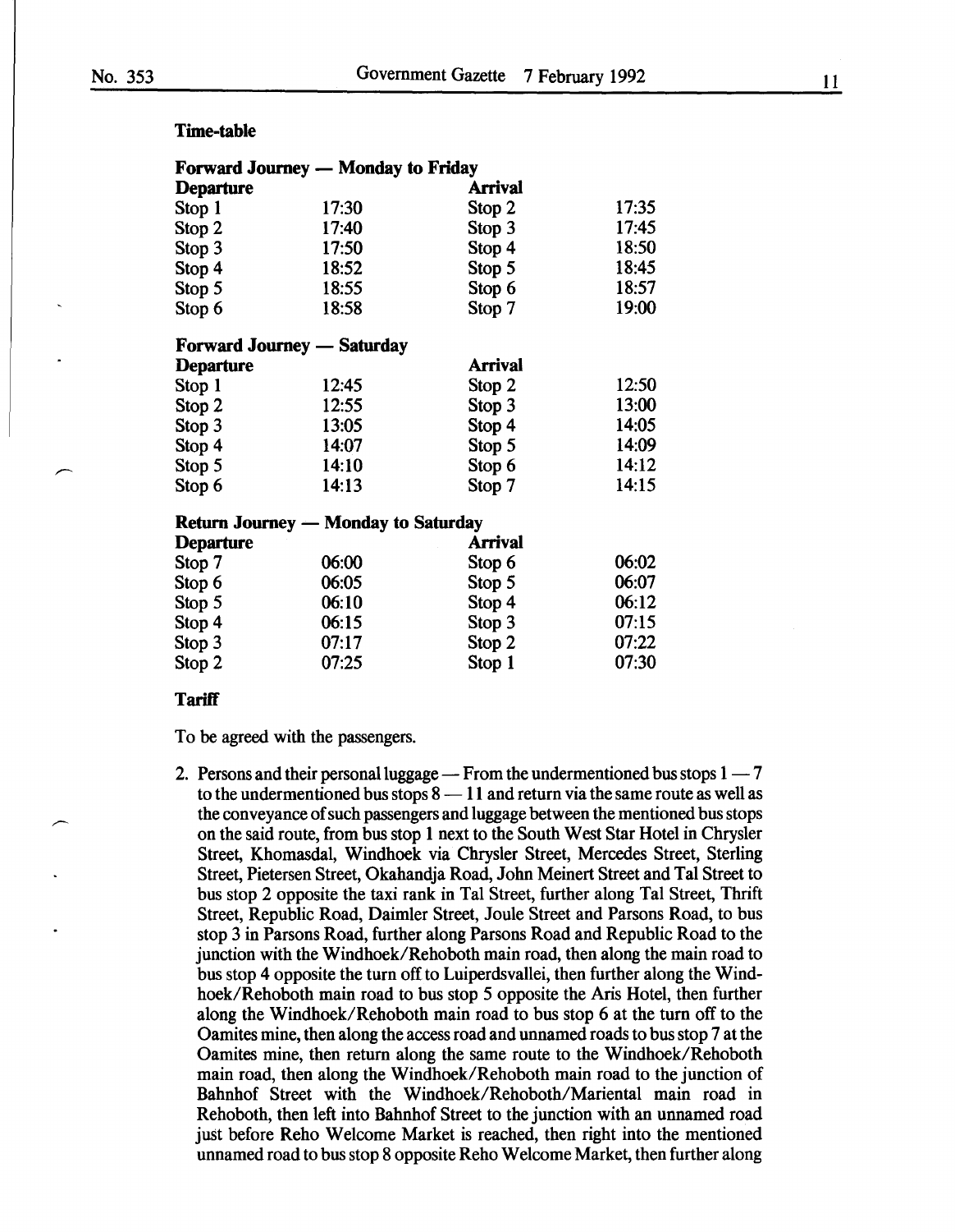**Time-table**

**Forward Journey — Monday to Friday**

| Departure | | Arrival | |
|---|---|---|---|
| Stop 1 | 17:30 | Stop 2 | 17:35 |
| Stop 2 | 17:40 | Stop 3 | 17:45 |
| Stop 3 | 17:50 | Stop 4 | 18:50 |
| Stop 4 | 18:52 | Stop 5 | 18:45 |
| Stop 5 | 18:55 | Stop 6 | 18:57 |
| Stop 6 | 18:58 | Stop 7 | 19:00 |

**Forward Journey — Saturday**

| Departure | | Arrival | |
|---|---|---|---|
| Stop 1 | 12:45 | Stop 2 | 12:50 |
| Stop 2 | 12:55 | Stop 3 | 13:00 |
| Stop 3 | 13:05 | Stop 4 | 14:05 |
| Stop 4 | 14:07 | Stop 5 | 14:09 |
| Stop 5 | 14:10 | Stop 6 | 14:12 |
| Stop 6 | 14:13 | Stop 7 | 14:15 |

**Return Journey — Monday to Saturday**

| Departure | | Arrival | |
|---|---|---|---|
| Stop 7 | 06:00 | Stop 6 | 06:02 |
| Stop 6 | 06:05 | Stop 5 | 06:07 |
| Stop 5 | 06:10 | Stop 4 | 06:12 |
| Stop 4 | 06:15 | Stop 3 | 07:15 |
| Stop 3 | 07:17 | Stop 2 | 07:22 |
| Stop 2 | 07:25 | Stop 1 | 07:30 |

**Tariff**

To be agreed with the passengers.

2. Persons and their personal luggage — From the undermentioned bus stops 1 — 7 to the undermentioned bus stops 8 — 11 and return via the same route as well as the conveyance of such passengers and luggage between the mentioned bus stops on the said route, from bus stop 1 next to the South West Star Hotel in Chrysler Street, Khomasdal, Windhoek via Chrysler Street, Mercedes Street, Sterling Street, Pietersen Street, Okahandja Road, John Meinert Street and Tal Street to bus stop 2 opposite the taxi rank in Tal Street, further along Tal Street, Thrift Street, Republic Road, Daimler Street, Joule Street and Parsons Road, to bus stop 3 in Parsons Road, further along Parsons Road and Republic Road to the junction with the Windhoek/Rehoboth main road, then along the main road to bus stop 4 opposite the turn off to Luiperdsvallei, then further along the Windhoek/Rehoboth main road to bus stop 5 opposite the Aris Hotel, then further along the Windhoek/Rehoboth main road to bus stop 6 at the turn off to the Oamites mine, then along the access road and unnamed roads to bus stop 7 at the Oamites mine, then return along the same route to the Windhoek/Rehoboth main road, then along the Windhoek/Rehoboth main road to the junction of Bahnhof Street with the Windhoek/Rehoboth/Mariental main road in Rehoboth, then left into Bahnhof Street to the junction with an unnamed road just before Reho Welcome Market is reached, then right into the mentioned unnamed road to bus stop 8 opposite Reho Welcome Market, then further along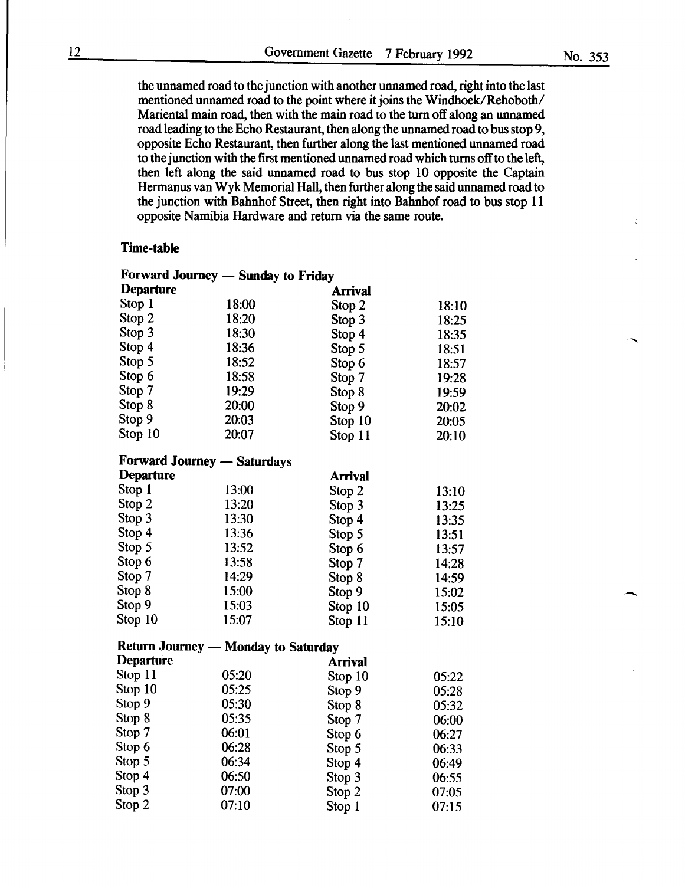the unnamed road to the junction with another unnamed road, right into the last mentioned unnamed road to the point where it joins the Windhoek/Rehoboth/ Mariental main road, then with the main road to the turn off along an unnamed road leading to the Echo Restaurant, then along the unnamed road to bus stop 9, opposite Echo Restaurant, then further along the last mentioned unnamed road to the junction with the first mentioned unnamed road which turns off to the left, then left along the said unnamed road to bus stop 10 opposite the Captain Hermanus van Wyk Memorial Hall, then further along the said unnamed road to the junction with Bahnhof Street, then right into Bahnhof road to bus stop 11 opposite Namibia Hardware and return via the same route.

**Time-table**

**Forward Journey — Sunday to Friday**

| **Departure** | | **Arrival** | |
|---|---|---|---|
| Stop 1 | 18:00 | Stop 2 | 18:10 |
| Stop 2 | 18:20 | Stop 3 | 18:25 |
| Stop 3 | 18:30 | Stop 4 | 18:35 |
| Stop 4 | 18:36 | Stop 5 | 18:51 |
| Stop 5 | 18:52 | Stop 6 | 18:57 |
| Stop 6 | 18:58 | Stop 7 | 19:28 |
| Stop 7 | 19:29 | Stop 8 | 19:59 |
| Stop 8 | 20:00 | Stop 9 | 20:02 |
| Stop 9 | 20:03 | Stop 10 | 20:05 |
| Stop 10 | 20:07 | Stop 11 | 20:10 |

**Forward Journey — Saturdays**

| **Departure** | | **Arrival** | |
|---|---|---|---|
| Stop 1 | 13:00 | Stop 2 | 13:10 |
| Stop 2 | 13:20 | Stop 3 | 13:25 |
| Stop 3 | 13:30 | Stop 4 | 13:35 |
| Stop 4 | 13:36 | Stop 5 | 13:51 |
| Stop 5 | 13:52 | Stop 6 | 13:57 |
| Stop 6 | 13:58 | Stop 7 | 14:28 |
| Stop 7 | 14:29 | Stop 8 | 14:59 |
| Stop 8 | 15:00 | Stop 9 | 15:02 |
| Stop 9 | 15:03 | Stop 10 | 15:05 |
| Stop 10 | 15:07 | Stop 11 | 15:10 |

**Return Journey — Monday to Saturday**

| **Departure** | | **Arrival** | |
|---|---|---|---|
| Stop 11 | 05:20 | Stop 10 | 05:22 |
| Stop 10 | 05:25 | Stop 9 | 05:28 |
| Stop 9 | 05:30 | Stop 8 | 05:32 |
| Stop 8 | 05:35 | Stop 7 | 06:00 |
| Stop 7 | 06:01 | Stop 6 | 06:27 |
| Stop 6 | 06:28 | Stop 5 | 06:33 |
| Stop 5 | 06:34 | Stop 4 | 06:49 |
| Stop 4 | 06:50 | Stop 3 | 06:55 |
| Stop 3 | 07:00 | Stop 2 | 07:05 |
| Stop 2 | 07:10 | Stop 1 | 07:15 |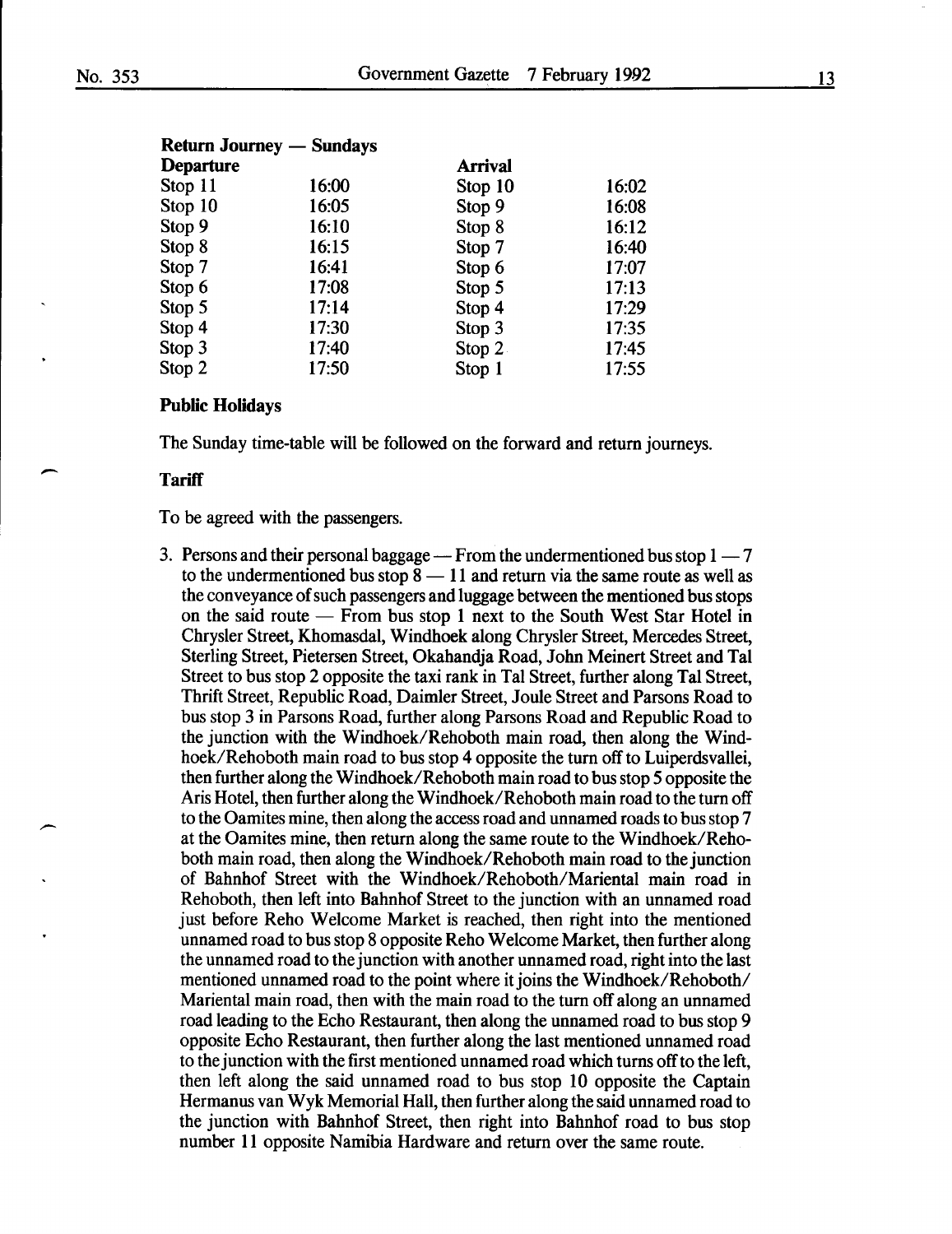**Return Journey — Sundays**

| Departure | | Arrival | |
|---|---|---|---|
| Stop 11 | 16:00 | Stop 10 | 16:02 |
| Stop 10 | 16:05 | Stop 9 | 16:08 |
| Stop 9 | 16:10 | Stop 8 | 16:12 |
| Stop 8 | 16:15 | Stop 7 | 16:40 |
| Stop 7 | 16:41 | Stop 6 | 17:07 |
| Stop 6 | 17:08 | Stop 5 | 17:13 |
| Stop 5 | 17:14 | Stop 4 | 17:29 |
| Stop 4 | 17:30 | Stop 3 | 17:35 |
| Stop 3 | 17:40 | Stop 2 | 17:45 |
| Stop 2 | 17:50 | Stop 1 | 17:55 |

**Public Holidays**

The Sunday time-table will be followed on the forward and return journeys.

**Tariff**

To be agreed with the passengers.

3. Persons and their personal baggage — From the undermentioned bus stop 1 — 7 to the undermentioned bus stop 8 — 11 and return via the same route as well as the conveyance of such passengers and luggage between the mentioned bus stops on the said route — From bus stop 1 next to the South West Star Hotel in Chrysler Street, Khomasdal, Windhoek along Chrysler Street, Mercedes Street, Sterling Street, Pietersen Street, Okahandja Road, John Meinert Street and Tal Street to bus stop 2 opposite the taxi rank in Tal Street, further along Tal Street, Thrift Street, Republic Road, Daimler Street, Joule Street and Parsons Road to bus stop 3 in Parsons Road, further along Parsons Road and Republic Road to the junction with the Windhoek/Rehoboth main road, then along the Windhoek/Rehoboth main road to bus stop 4 opposite the turn off to Luiperdsvallei, then further along the Windhoek/Rehoboth main road to bus stop 5 opposite the Aris Hotel, then further along the Windhoek/Rehoboth main road to the turn off to the Oamites mine, then along the access road and unnamed roads to bus stop 7 at the Oamites mine, then return along the same route to the Windhoek/Rehoboth main road, then along the Windhoek/Rehoboth main road to the junction of Bahnhof Street with the Windhoek/Rehoboth/Mariental main road in Rehoboth, then left into Bahnhof Street to the junction with an unnamed road just before Reho Welcome Market is reached, then right into the mentioned unnamed road to bus stop 8 opposite Reho Welcome Market, then further along the unnamed road to the junction with another unnamed road, right into the last mentioned unnamed road to the point where it joins the Windhoek/Rehoboth/Mariental main road, then with the main road to the turn off along an unnamed road leading to the Echo Restaurant, then along the unnamed road to bus stop 9 opposite Echo Restaurant, then further along the last mentioned unnamed road to the junction with the first mentioned unnamed road which turns off to the left, then left along the said unnamed road to bus stop 10 opposite the Captain Hermanus van Wyk Memorial Hall, then further along the said unnamed road to the junction with Bahnhof Street, then right into Bahnhof road to bus stop number 11 opposite Namibia Hardware and return over the same route.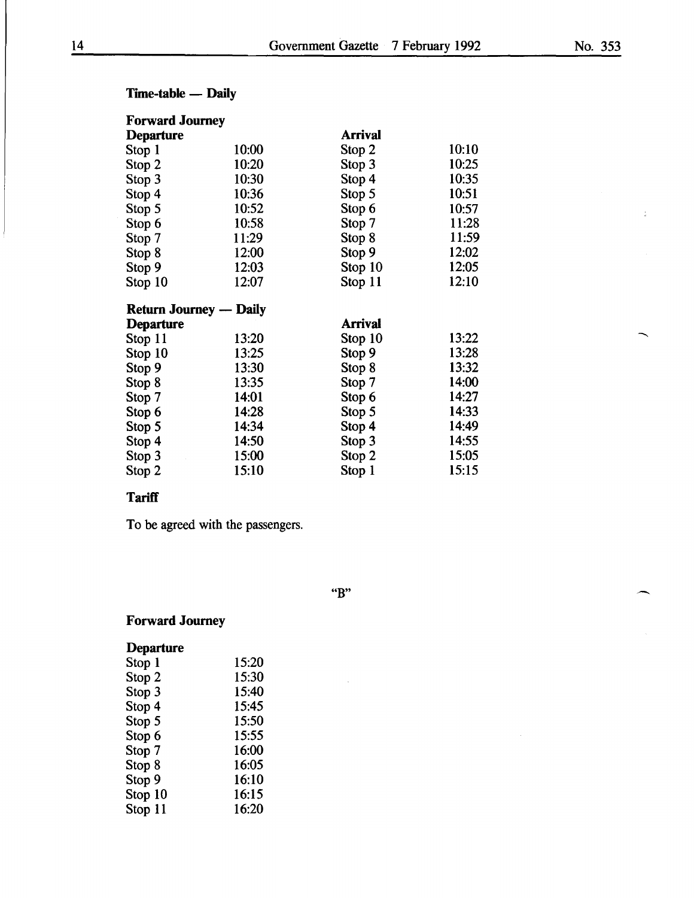**Time-table — Daily**

**Forward Journey**

| **Departure** | | **Arrival** | |
|---|---|---|---|
| Stop 1 | 10:00 | Stop 2 | 10:10 |
| Stop 2 | 10:20 | Stop 3 | 10:25 |
| Stop 3 | 10:30 | Stop 4 | 10:35 |
| Stop 4 | 10:36 | Stop 5 | 10:51 |
| Stop 5 | 10:52 | Stop 6 | 10:57 |
| Stop 6 | 10:58 | Stop 7 | 11:28 |
| Stop 7 | 11:29 | Stop 8 | 11:59 |
| Stop 8 | 12:00 | Stop 9 | 12:02 |
| Stop 9 | 12:03 | Stop 10 | 12:05 |
| Stop 10 | 12:07 | Stop 11 | 12:10 |

**Return Journey — Daily**

| **Departure** | | **Arrival** | |
|---|---|---|---|
| Stop 11 | 13:20 | Stop 10 | 13:22 |
| Stop 10 | 13:25 | Stop 9 | 13:28 |
| Stop 9 | 13:30 | Stop 8 | 13:32 |
| Stop 8 | 13:35 | Stop 7 | 14:00 |
| Stop 7 | 14:01 | Stop 6 | 14:27 |
| Stop 6 | 14:28 | Stop 5 | 14:33 |
| Stop 5 | 14:34 | Stop 4 | 14:49 |
| Stop 4 | 14:50 | Stop 3 | 14:55 |
| Stop 3 | 15:00 | Stop 2 | 15:05 |
| Stop 2 | 15:10 | Stop 1 | 15:15 |

**Tariff**

To be agreed with the passengers.

"B"

**Forward Journey**

| **Departure** | |
|---|---|
| Stop 1 | 15:20 |
| Stop 2 | 15:30 |
| Stop 3 | 15:40 |
| Stop 4 | 15:45 |
| Stop 5 | 15:50 |
| Stop 6 | 15:55 |
| Stop 7 | 16:00 |
| Stop 8 | 16:05 |
| Stop 9 | 16:10 |
| Stop 10 | 16:15 |
| Stop 11 | 16:20 |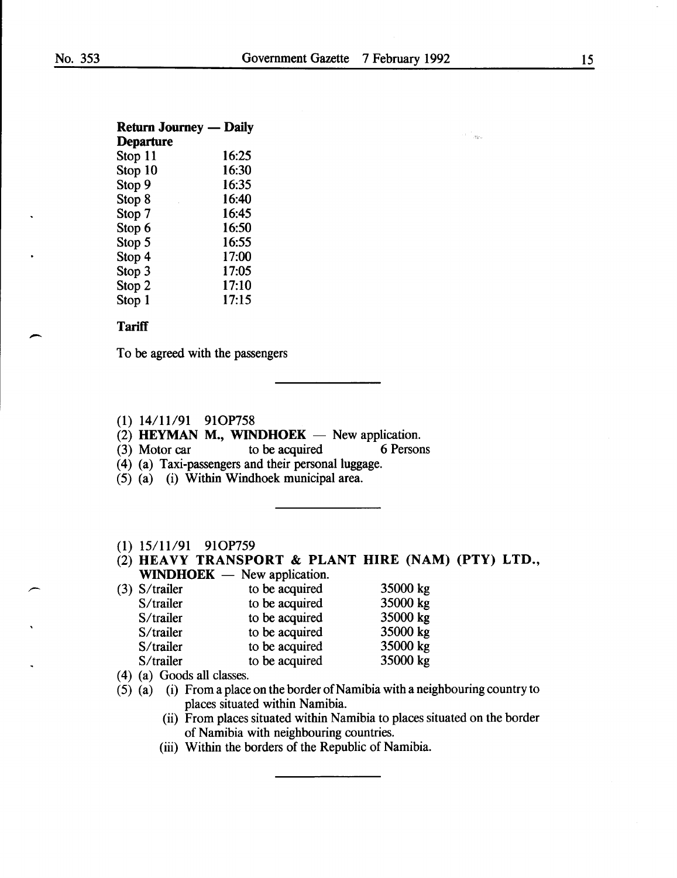**Return Journey — Daily**
**Departure**

| | |
|---|---|
| Stop 11 | 16:25 |
| Stop 10 | 16:30 |
| Stop 9 | 16:35 |
| Stop 8 | 16:40 |
| Stop 7 | 16:45 |
| Stop 6 | 16:50 |
| Stop 5 | 16:55 |
| Stop 4 | 17:00 |
| Stop 3 | 17:05 |
| Stop 2 | 17:10 |
| Stop 1 | 17:15 |

**Tariff**

To be agreed with the passengers

---

(1) 14/11/91 91OP758
(2) **HEYMAN M., WINDHOEK** — New application.
(3) Motor car to be acquired 6 Persons
(4) (a) Taxi-passengers and their personal luggage.
(5) (a) (i) Within Windhoek municipal area.

---

(1) 15/11/91 91OP759
(2) **HEAVY TRANSPORT & PLANT HIRE (NAM) (PTY) LTD., WINDHOEK** — New application.

| (3) | | |
|---|---|---|
| S/trailer | to be acquired | 35000 kg |
| S/trailer | to be acquired | 35000 kg |
| S/trailer | to be acquired | 35000 kg |
| S/trailer | to be acquired | 35000 kg |
| S/trailer | to be acquired | 35000 kg |
| S/trailer | to be acquired | 35000 kg |

(4) (a) Goods all classes.
(5) (a) (i) From a place on the border of Namibia with a neighbouring country to places situated within Namibia.
(ii) From places situated within Namibia to places situated on the border of Namibia with neighbouring countries.
(iii) Within the borders of the Republic of Namibia.

---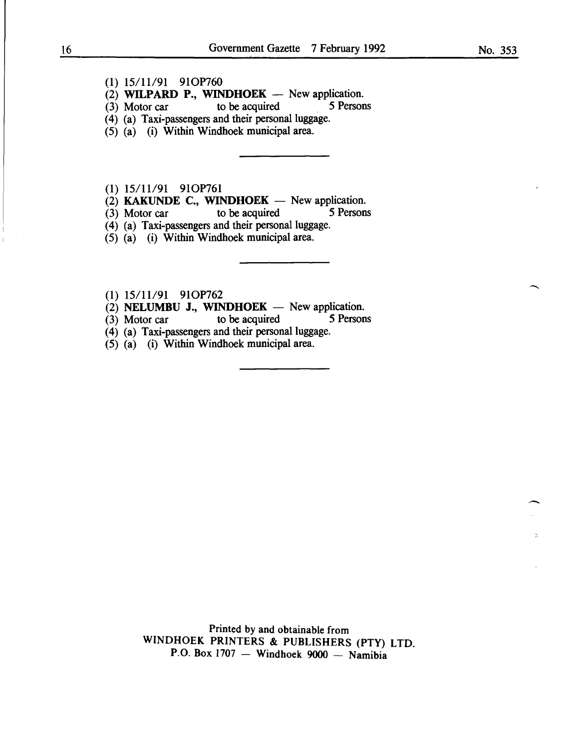(1) 15/11/91 91OP760
(2) **WILPARD P., WINDHOEK** — New application.
(3) Motor car to be acquired 5 Persons
(4) (a) Taxi-passengers and their personal luggage.
(5) (a) (i) Within Windhoek municipal area.

---

(1) 15/11/91 91OP761
(2) **KAKUNDE C., WINDHOEK** — New application.
(3) Motor car to be acquired 5 Persons
(4) (a) Taxi-passengers and their personal luggage.
(5) (a) (i) Within Windhoek municipal area.

---

(1) 15/11/91 91OP762
(2) **NELUMBU J., WINDHOEK** — New application.
(3) Motor car to be acquired 5 Persons
(4) (a) Taxi-passengers and their personal luggage.
(5) (a) (i) Within Windhoek municipal area.

---

Printed by and obtainable from
WINDHOEK PRINTERS & PUBLISHERS (PTY) LTD.
P.O. Box 1707 — Windhoek 9000 — Namibia